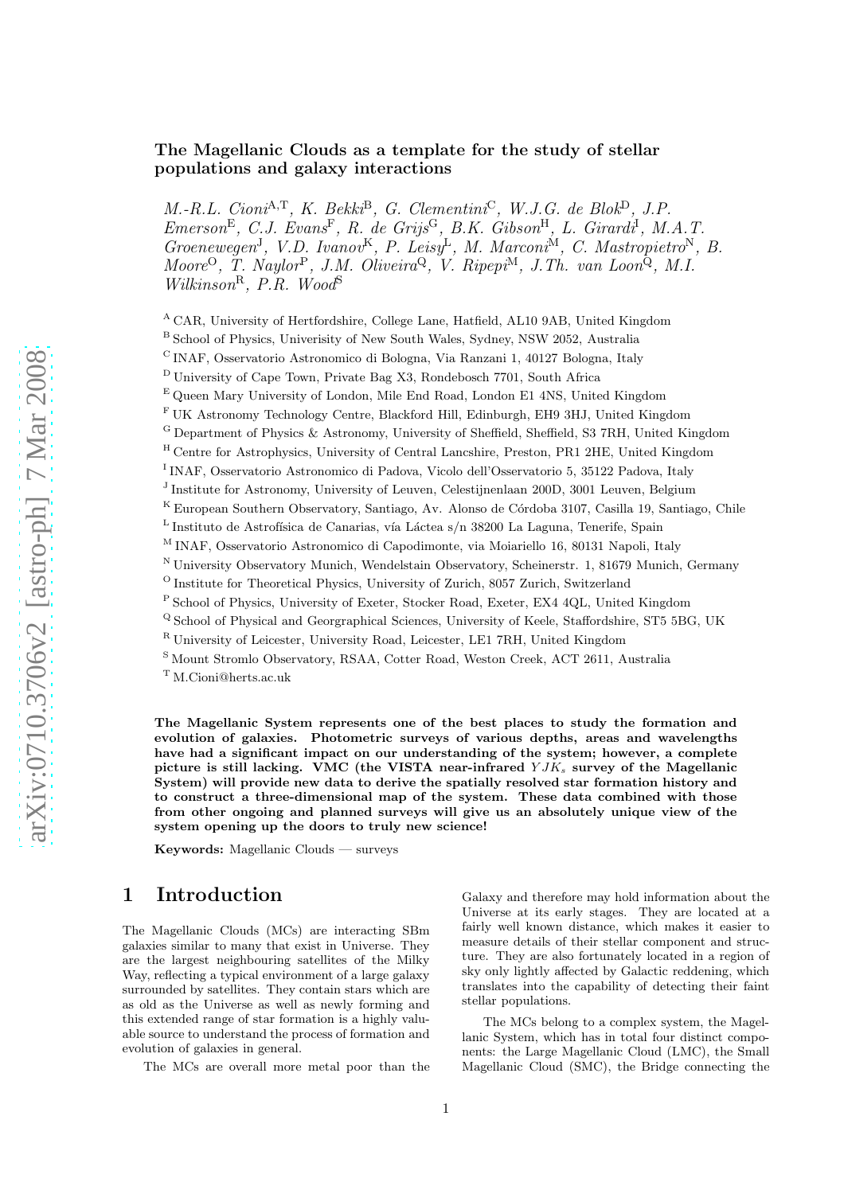# The Magellanic Clouds as a template for the study of stellar populations and galaxy interactions

*M.-R.L. Cioni*[A,T], *K. Bekki*[B], *G. Clementini*[C], *W.J.G. de Blok*[D], *J.P. Emerson*[E], *C.J. Evans*[F], *R. de Grijs*[G], *B.K. Gibson*[H], *L. Girardi*[I], *M.A.T. Groenewegen*[J], *V.D. Ivanov*[K], *P. Leisy*[L], *M. Marconi*[M], *C. Mastropietro*[N], *B. Moore*[O], *T. Naylor*[P], *J.M. Oliveira*[Q], *V. Ripepi*[M], *J.Th. van Loon*[Q], *M.I. Wilkinson*[R], *P.R. Wood*[S]

[A] CAR, University of Hertfordshire, College Lane, Hatfield, AL10 9AB, United Kingdom
[B] School of Physics, Univerisity of New South Wales, Sydney, NSW 2052, Australia
[C] INAF, Osservatorio Astronomico di Bologna, Via Ranzani 1, 40127 Bologna, Italy
[D] University of Cape Town, Private Bag X3, Rondebosch 7701, South Africa
[E] Queen Mary University of London, Mile End Road, London E1 4NS, United Kingdom
[F] UK Astronomy Technology Centre, Blackford Hill, Edinburgh, EH9 3HJ, United Kingdom
[G] Department of Physics & Astronomy, University of Sheffield, Sheffield, S3 7RH, United Kingdom
[H] Centre for Astrophysics, University of Central Lancshire, Preston, PR1 2HE, United Kingdom
[I] INAF, Osservatorio Astronomico di Padova, Vicolo dell'Osservatorio 5, 35122 Padova, Italy
[J] Institute for Astronomy, University of Leuven, Celestijnenlaan 200D, 3001 Leuven, Belgium
[K] European Southern Observatory, Santiago, Av. Alonso de Córdoba 3107, Casilla 19, Santiago, Chile
[L] Instituto de Astrofísica de Canarias, vía Láctea s/n 38200 La Laguna, Tenerife, Spain
[M] INAF, Osservatorio Astronomico di Capodimonte, via Moiariello 16, 80131 Napoli, Italy
[N] University Observatory Munich, Wendelstain Observatory, Scheinerstr. 1, 81679 Munich, Germany
[O] Institute for Theoretical Physics, University of Zurich, 8057 Zurich, Switzerland
[P] School of Physics, University of Exeter, Stocker Road, Exeter, EX4 4QL, United Kingdom
[Q] School of Physical and Georgraphical Sciences, University of Keele, Staffordshire, ST5 5BG, UK
[R] University of Leicester, University Road, Leicester, LE1 7RH, United Kingdom
[S] Mount Stromlo Observatory, RSAA, Cotter Road, Weston Creek, ACT 2611, Australia
[T] M.Cioni@herts.ac.uk

**The Magellanic System represents one of the best places to study the formation and evolution of galaxies. Photometric surveys of various depths, areas and wavelengths have had a significant impact on our understanding of the system; however, a complete picture is still lacking. VMC (the VISTA near-infrared $YJK_s$ survey of the Magellanic System) will provide new data to derive the spatially resolved star formation history and to construct a three-dimensional map of the system. These data combined with those from other ongoing and planned surveys will give us an absolutely unique view of the system opening up the doors to truly new science!**

**Keywords:** Magellanic Clouds — surveys

# 1 Introduction

The Magellanic Clouds (MCs) are interacting SBm galaxies similar to many that exist in Universe. They are the largest neighbouring satellites of the Milky Way, reflecting a typical environment of a large galaxy surrounded by satellites. They contain stars which are as old as the Universe as well as newly forming and this extended range of star formation is a highly valuable source to understand the process of formation and evolution of galaxies in general.

The MCs are overall more metal poor than the Galaxy and therefore may hold information about the Universe at its early stages. They are located at a fairly well known distance, which makes it easier to measure details of their stellar component and structure. They are also fortunately located in a region of sky only lightly affected by Galactic reddening, which translates into the capability of detecting their faint stellar populations.

The MCs belong to a complex system, the Magellanic System, which has in total four distinct components: the Large Magellanic Cloud (LMC), the Small Magellanic Cloud (SMC), the Bridge connecting the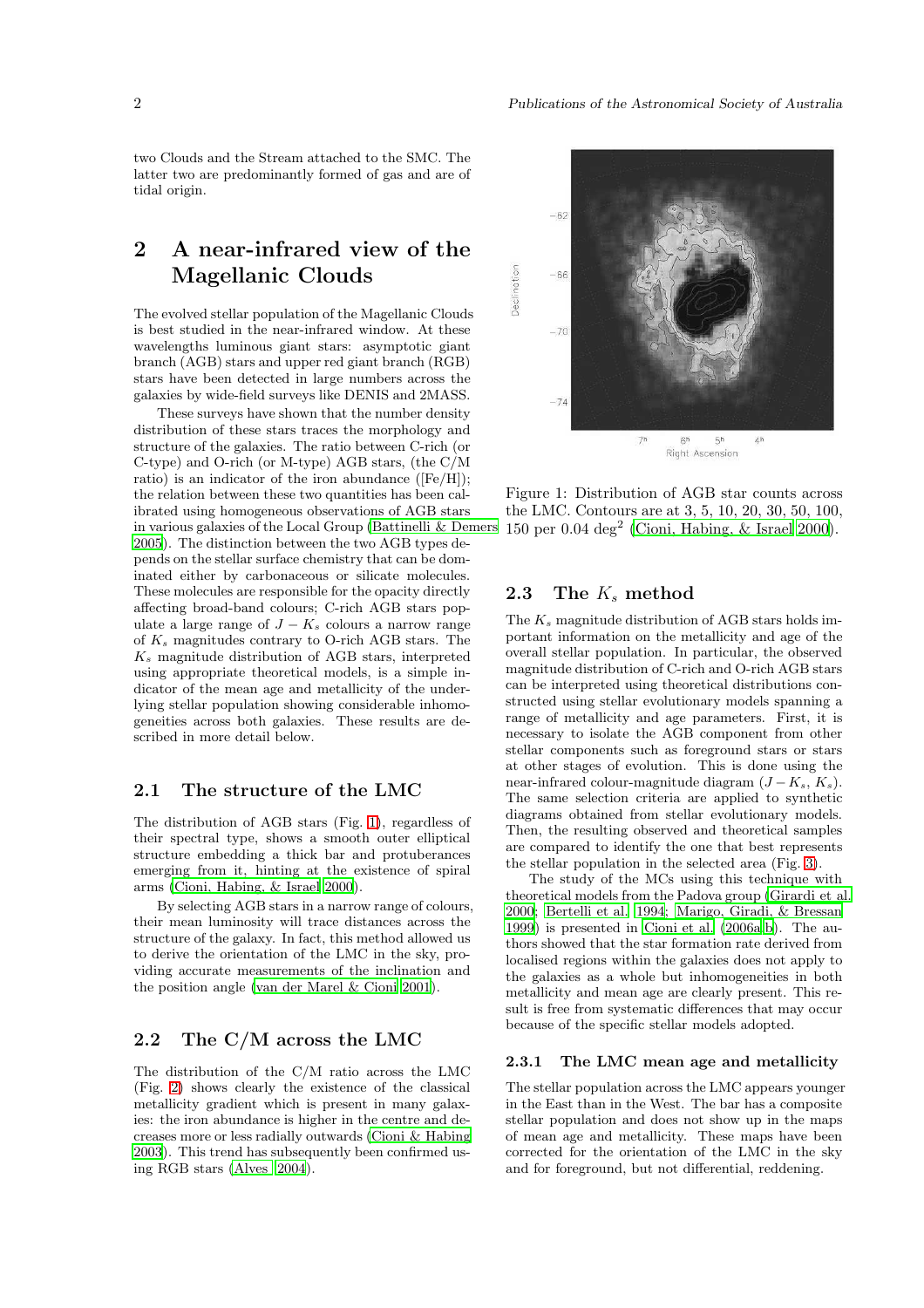two Clouds and the Stream attached to the SMC. The latter two are predominantly formed of gas and are of tidal origin.

## 2 A near-infrared view of the Magellanic Clouds

The evolved stellar population of the Magellanic Clouds is best studied in the near-infrared window. At these wavelengths luminous giant stars: asymptotic giant branch (AGB) stars and upper red giant branch (RGB) stars have been detected in large numbers across the galaxies by wide-field surveys like DENIS and 2MASS.

These surveys have shown that the number density distribution of these stars traces the morphology and structure of the galaxies. The ratio between C-rich (or C-type) and O-rich (or M-type) AGB stars, (the C/M ratio) is an indicator of the iron abundance ([Fe/H]); the relation between these two quantities has been calibrated using homogeneous observations of AGB stars in various galaxies of the Local Group (Battinelli & Demers 2005). The distinction between the two AGB types depends on the stellar surface chemistry that can be dominated either by carbonaceous or silicate molecules. These molecules are responsible for the opacity directly affecting broad-band colours; C-rich AGB stars populate a large range of $J - K_s$ colours a narrow range of $K_s$ magnitudes contrary to O-rich AGB stars. The $K_s$ magnitude distribution of AGB stars, interpreted using appropriate theoretical models, is a simple indicator of the mean age and metallicity of the underlying stellar population showing considerable inhomogeneities across both galaxies. These results are described in more detail below.

### 2.1 The structure of the LMC

The distribution of AGB stars (Fig. 1), regardless of their spectral type, shows a smooth outer elliptical structure embedding a thick bar and protuberances emerging from it, hinting at the existence of spiral arms (Cioni, Habing, & Israel 2000).

By selecting AGB stars in a narrow range of colours, their mean luminosity will trace distances across the structure of the galaxy. In fact, this method allowed us to derive the orientation of the LMC in the sky, providing accurate measurements of the inclination and the position angle (van der Marel & Cioni 2001).

### 2.2 The C/M across the LMC

The distribution of the C/M ratio across the LMC (Fig. 2) shows clearly the existence of the classical metallicity gradient which is present in many galaxies: the iron abundance is higher in the centre and decreases more or less radially outwards (Cioni & Habing 2003). This trend has subsequently been confirmed using RGB stars (Alves 2004).

Figure 1: Distribution of AGB star counts across the LMC. Contours are at 3, 5, 10, 20, 30, 50, 100, 150 per 0.04 deg$^2$ (Cioni, Habing, & Israel 2000).

### 2.3 The $K_s$ method

The $K_s$ magnitude distribution of AGB stars holds important information on the metallicity and age of the overall stellar population. In particular, the observed magnitude distribution of C-rich and O-rich AGB stars can be interpreted using theoretical distributions constructed using stellar evolutionary models spanning a range of metallicity and age parameters. First, it is necessary to isolate the AGB component from other stellar components such as foreground stars or stars at other stages of evolution. This is done using the near-infrared colour-magnitude diagram ($J - K_s$, $K_s$). The same selection criteria are applied to synthetic diagrams obtained from stellar evolutionary models. Then, the resulting observed and theoretical samples are compared to identify the one that best represents the stellar population in the selected area (Fig. 3).

The study of the MCs using this technique with theoretical models from the Padova group (Girardi et al. 2000; Bertelli et al. 1994; Marigo, Giradi, & Bressan 1999) is presented in Cioni et al. (2006a,b). The authors showed that the star formation rate derived from localised regions within the galaxies does not apply to the galaxies as a whole but inhomogeneities in both metallicity and mean age are clearly present. This result is free from systematic differences that may occur because of the specific stellar models adopted.

#### 2.3.1 The LMC mean age and metallicity

The stellar population across the LMC appears younger in the East than in the West. The bar has a composite stellar population and does not show up in the maps of mean age and metallicity. These maps have been corrected for the orientation of the LMC in the sky and for foreground, but not differential, reddening.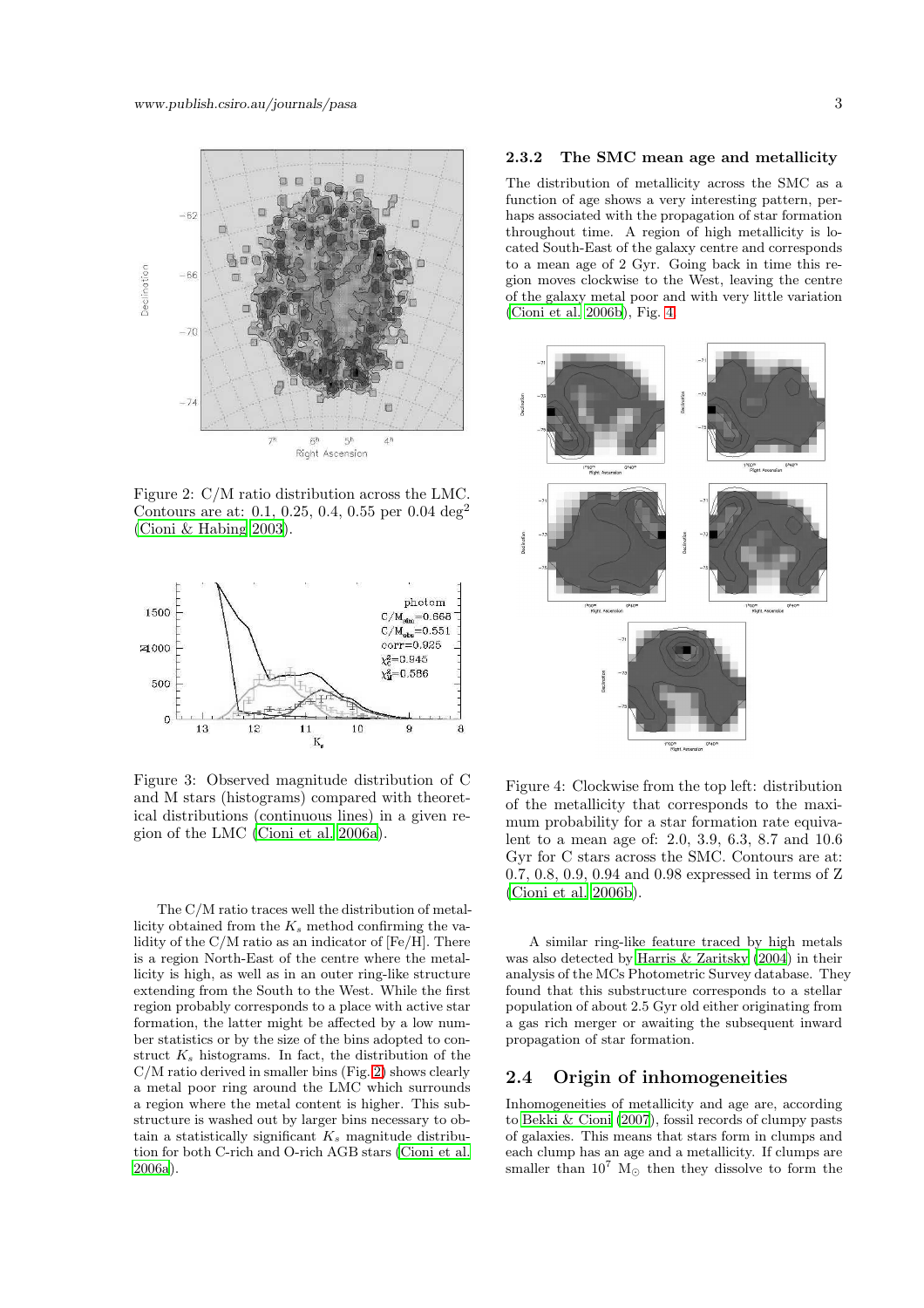Figure 2: C/M ratio distribution across the LMC. Contours are at: 0.1, 0.25, 0.4, 0.55 per 0.04 deg$^2$ (Cioni & Habing 2003).

Figure 3: Observed magnitude distribution of C and M stars (histograms) compared with theoretical distributions (continuous lines) in a given region of the LMC (Cioni et al. 2006a).

The C/M ratio traces well the distribution of metallicity obtained from the $K_s$ method confirming the validity of the C/M ratio as an indicator of [Fe/H]. There is a region North-East of the centre where the metallicity is high, as well as in an outer ring-like structure extending from the South to the West. While the first region probably corresponds to a place with active star formation, the latter might be affected by a low number statistics or by the size of the bins adopted to construct $K_s$ histograms. In fact, the distribution of the C/M ratio derived in smaller bins (Fig. 2) shows clearly a metal poor ring around the LMC which surrounds a region where the metal content is higher. This substructure is washed out by larger bins necessary to obtain a statistically significant $K_s$ magnitude distribution for both C-rich and O-rich AGB stars (Cioni et al. 2006a).

### 2.3.2 The SMC mean age and metallicity

The distribution of metallicity across the SMC as a function of age shows a very interesting pattern, perhaps associated with the propagation of star formation throughout time. A region of high metallicity is located South-East of the galaxy centre and corresponds to a mean age of 2 Gyr. Going back in time this region moves clockwise to the West, leaving the centre of the galaxy metal poor and with very little variation (Cioni et al. 2006b), Fig. 4.

Figure 4: Clockwise from the top left: distribution of the metallicity that corresponds to the maximum probability for a star formation rate equivalent to a mean age of: 2.0, 3.9, 6.3, 8.7 and 10.6 Gyr for C stars across the SMC. Contours are at: 0.7, 0.8, 0.9, 0.94 and 0.98 expressed in terms of Z (Cioni et al. 2006b).

A similar ring-like feature traced by high metals was also detected by Harris & Zaritsky (2004) in their analysis of the MCs Photometric Survey database. They found that this substructure corresponds to a stellar population of about 2.5 Gyr old either originating from a gas rich merger or awaiting the subsequent inward propagation of star formation.

## 2.4 Origin of inhomogeneities

Inhomogeneities of metallicity and age are, according to Bekki & Cioni (2007), fossil records of clumpy pasts of galaxies. This means that stars form in clumps and each clump has an age and a metallicity. If clumps are smaller than $10^7$ M$_\odot$ then they dissolve to form the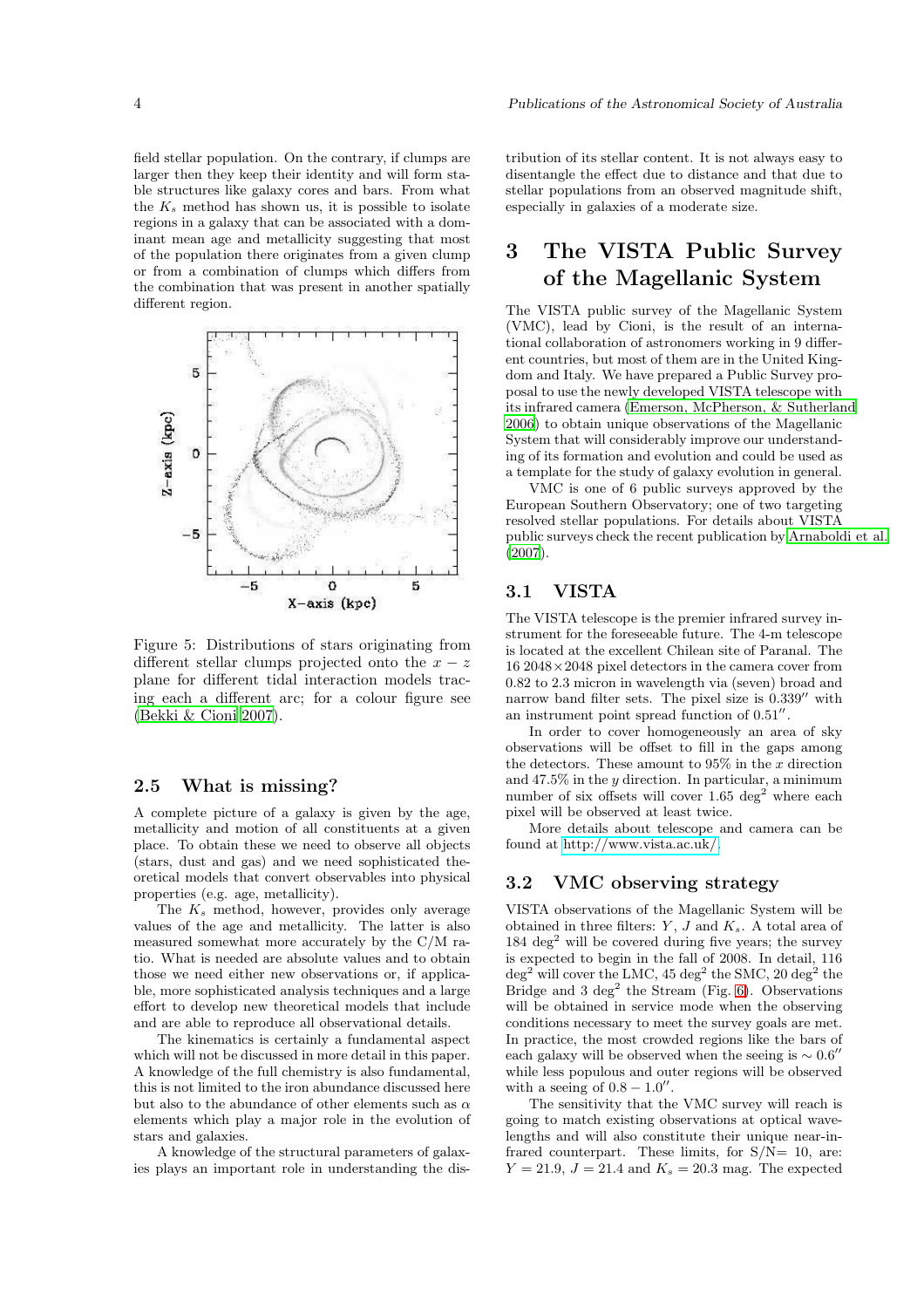field stellar population. On the contrary, if clumps are larger then they keep their identity and will form stable structures like galaxy cores and bars. From what the $K_s$ method has shown us, it is possible to isolate regions in a galaxy that can be associated with a dominant mean age and metallicity suggesting that most of the population there originates from a given clump or from a combination of clumps which differs from the combination that was present in another spatially different region.

Figure 5: Distributions of stars originating from different stellar clumps projected onto the $x-z$ plane for different tidal interaction models tracing each a different arc; for a colour figure see (Bekki & Cioni 2007).

## 2.5 What is missing?

A complete picture of a galaxy is given by the age, metallicity and motion of all constituents at a given place. To obtain these we need to observe all objects (stars, dust and gas) and we need sophisticated theoretical models that convert observables into physical properties (e.g. age, metallicity).

The $K_s$ method, however, provides only average values of the age and metallicity. The latter is also measured somewhat more accurately by the C/M ratio. What is needed are absolute values and to obtain those we need either new observations or, if applicable, more sophisticated analysis techniques and a large effort to develop new theoretical models that include and are able to reproduce all observational details.

The kinematics is certainly a fundamental aspect which will not be discussed in more detail in this paper. A knowledge of the full chemistry is also fundamental, this is not limited to the iron abundance discussed here but also to the abundance of other elements such as $\alpha$ elements which play a major role in the evolution of stars and galaxies.

A knowledge of the structural parameters of galaxies plays an important role in understanding the distribution of its stellar content. It is not always easy to disentangle the effect due to distance and that due to stellar populations from an observed magnitude shift, especially in galaxies of a moderate size.

# 3 The VISTA Public Survey of the Magellanic System

The VISTA public survey of the Magellanic System (VMC), lead by Cioni, is the result of an international collaboration of astronomers working in 9 different countries, but most of them are in the United Kingdom and Italy. We have prepared a Public Survey proposal to use the newly developed VISTA telescope with its infrared camera (Emerson, McPherson, & Sutherland 2006) to obtain unique observations of the Magellanic System that will considerably improve our understanding of its formation and evolution and could be used as a template for the study of galaxy evolution in general.

VMC is one of 6 public surveys approved by the European Southern Observatory; one of two targeting resolved stellar populations. For details about VISTA public surveys check the recent publication by Arnaboldi et al. (2007).

## 3.1 VISTA

The VISTA telescope is the premier infrared survey instrument for the foreseeable future. The 4-m telescope is located at the excellent Chilean site of Paranal. The 16 $2048\times2048$ pixel detectors in the camera cover from 0.82 to 2.3 micron in wavelength via (seven) broad and narrow band filter sets. The pixel size is $0.339''$ with an instrument point spread function of $0.51''$.

In order to cover homogeneously an area of sky observations will be offset to fill in the gaps among the detectors. These amount to 95% in the $x$ direction and 47.5% in the $y$ direction. In particular, a minimum number of six offsets will cover 1.65 deg$^2$ where each pixel will be observed at least twice.

More details about telescope and camera can be found at http://www.vista.ac.uk/.

## 3.2 VMC observing strategy

VISTA observations of the Magellanic System will be obtained in three filters: $Y$, $J$ and $K_s$. A total area of 184 deg$^2$ will be covered during five years; the survey is expected to begin in the fall of 2008. In detail, 116 deg$^2$ will cover the LMC, 45 deg$^2$ the SMC, 20 deg$^2$ the Bridge and 3 deg$^2$ the Stream (Fig. 6). Observations will be obtained in service mode when the observing conditions necessary to meet the survey goals are met. In practice, the most crowded regions like the bars of each galaxy will be observed when the seeing is $\sim 0.6''$ while less populous and outer regions will be observed with a seeing of $0.8-1.0''$.

The sensitivity that the VMC survey will reach is going to match existing observations at optical wavelengths and will also constitute their unique near-infrared counterpart. These limits, for S/N= 10, are: $Y=21.9$, $J=21.4$ and $K_s=20.3$ mag. The expected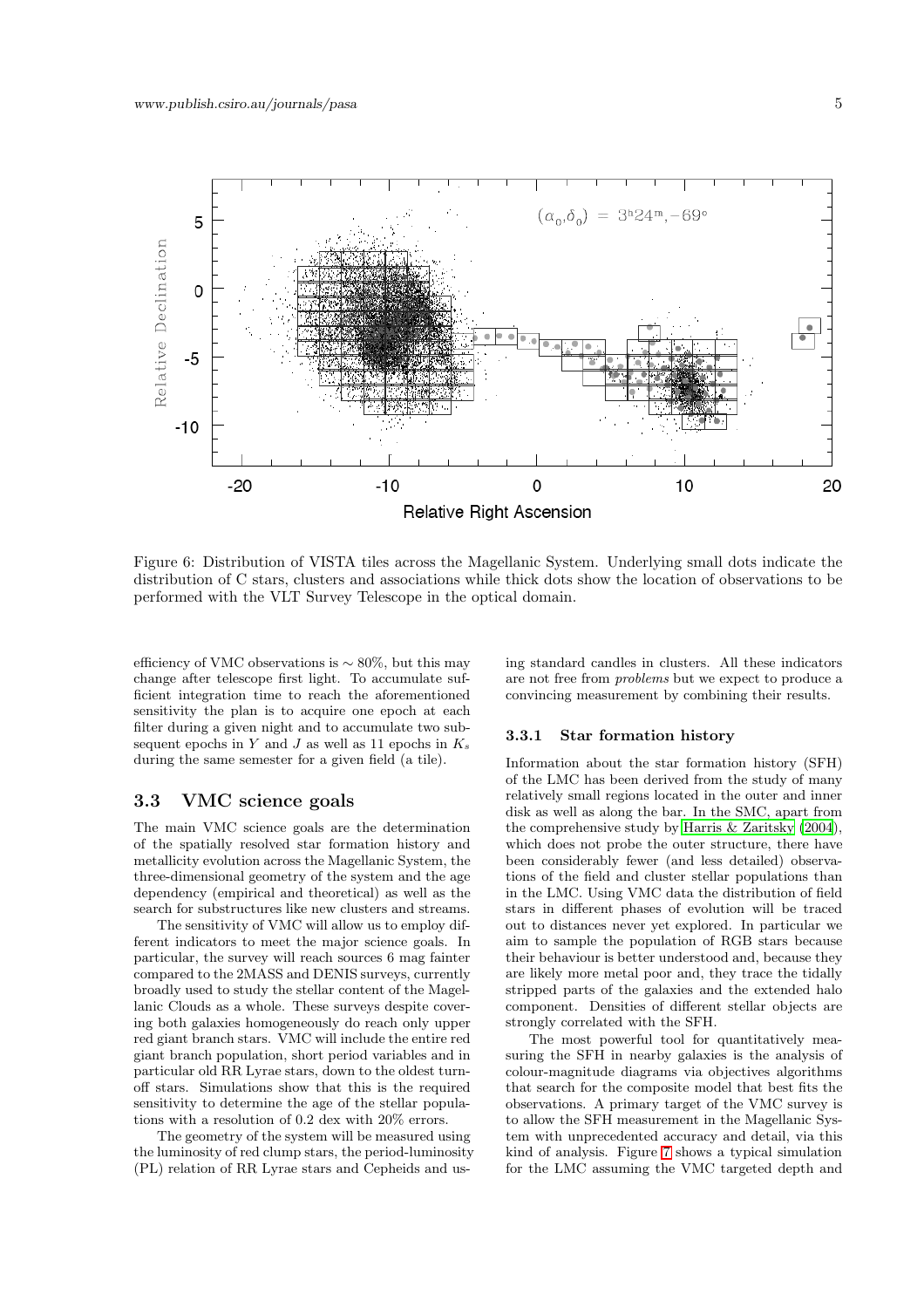Figure 6: Distribution of VISTA tiles across the Magellanic System. Underlying small dots indicate the distribution of C stars, clusters and associations while thick dots show the location of observations to be performed with the VLT Survey Telescope in the optical domain.

efficiency of VMC observations is $\sim 80\%$, but this may change after telescope first light. To accumulate sufficient integration time to reach the aforementioned sensitivity the plan is to acquire one epoch at each filter during a given night and to accumulate two subsequent epochs in $Y$ and $J$ as well as 11 epochs in $K_s$ during the same semester for a given field (a tile).

## 3.3 VMC science goals

The main VMC science goals are the determination of the spatially resolved star formation history and metallicity evolution across the Magellanic System, the three-dimensional geometry of the system and the age dependency (empirical and theoretical) as well as the search for substructures like new clusters and streams.

The sensitivity of VMC will allow us to employ different indicators to meet the major science goals. In particular, the survey will reach sources 6 mag fainter compared to the 2MASS and DENIS surveys, currently broadly used to study the stellar content of the Magellanic Clouds as a whole. These surveys despite covering both galaxies homogeneously do reach only upper red giant branch stars. VMC will include the entire red giant branch population, short period variables and in particular old RR Lyrae stars, down to the oldest turn-off stars. Simulations show that this is the required sensitivity to determine the age of the stellar populations with a resolution of 0.2 dex with 20% errors.

The geometry of the system will be measured using the luminosity of red clump stars, the period-luminosity (PL) relation of RR Lyrae stars and Cepheids and using standard candles in clusters. All these indicators are not free from *problems* but we expect to produce a convincing measurement by combining their results.

### 3.3.1 Star formation history

Information about the star formation history (SFH) of the LMC has been derived from the study of many relatively small regions located in the outer and inner disk as well as along the bar. In the SMC, apart from the comprehensive study by Harris & Zaritsky (2004), which does not probe the outer structure, there have been considerably fewer (and less detailed) observations of the field and cluster stellar populations than in the LMC. Using VMC data the distribution of field stars in different phases of evolution will be traced out to distances never yet explored. In particular we aim to sample the population of RGB stars because their behaviour is better understood and, because they are likely more metal poor and, they trace the tidally stripped parts of the galaxies and the extended halo component. Densities of different stellar objects are strongly correlated with the SFH.

The most powerful tool for quantitatively measuring the SFH in nearby galaxies is the analysis of colour-magnitude diagrams via objectives algorithms that search for the composite model that best fits the observations. A primary target of the VMC survey is to allow the SFH measurement in the Magellanic System with unprecedented accuracy and detail, via this kind of analysis. Figure 7 shows a typical simulation for the LMC assuming the VMC targeted depth and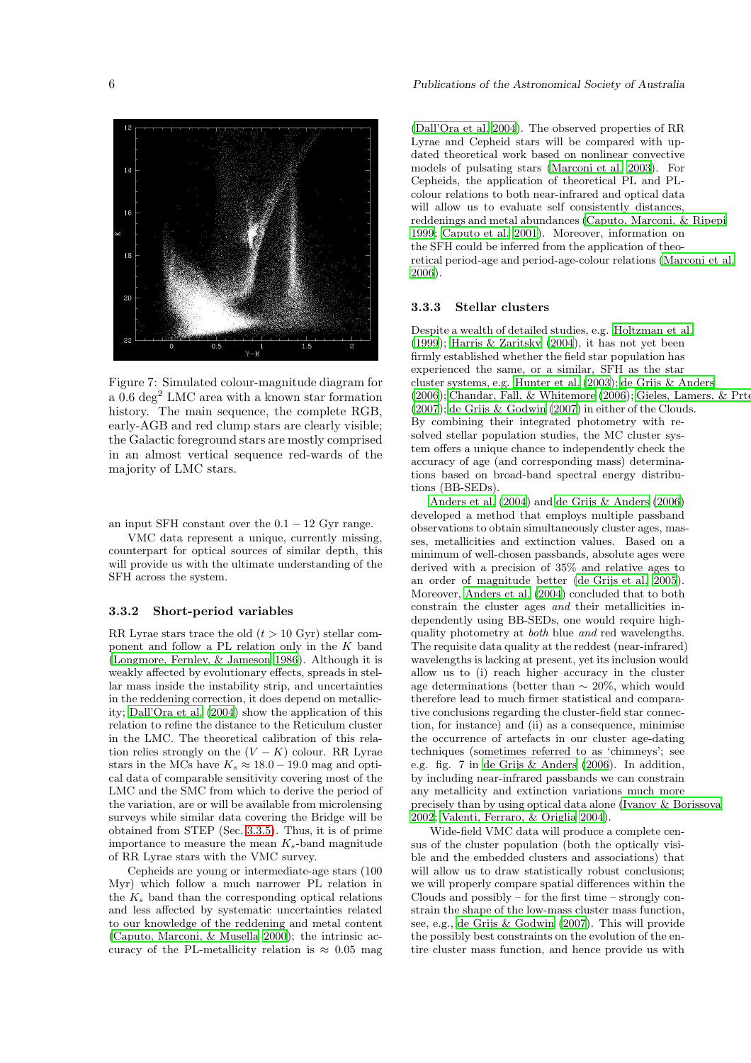Figure 7: Simulated colour-magnitude diagram for a 0.6 deg$^2$ LMC area with a known star formation history. The main sequence, the complete RGB, early-AGB and red clump stars are clearly visible; the Galactic foreground stars are mostly comprised in an almost vertical sequence red-wards of the majority of LMC stars.

an input SFH constant over the $0.1-12$ Gyr range.

VMC data represent a unique, currently missing, counterpart for optical sources of similar depth, this will provide us with the ultimate understanding of the SFH across the system.

### 3.3.2 Short-period variables

RR Lyrae stars trace the old ($t > 10$ Gyr) stellar component and follow a PL relation only in the $K$ band (Longmore, Fernley, & Jameson 1986). Although it is weakly affected by evolutionary effects, spreads in stellar mass inside the instability strip, and uncertainties in the reddening correction, it does depend on metallicity; Dall'Ora et al. (2004) show the application of this relation to refine the distance to the Reticulum cluster in the LMC. The theoretical calibration of this relation relies strongly on the $(V-K)$ colour. RR Lyrae stars in the MCs have $K_s \approx 18.0-19.0$ mag and optical data of comparable sensitivity covering most of the LMC and the SMC from which to derive the period of the variation, are or will be available from microlensing surveys while similar data covering the Bridge will be obtained from STEP (Sec. 3.3.5). Thus, it is of prime importance to measure the mean $K_s$-band magnitude of RR Lyrae stars with the VMC survey.

Cepheids are young or intermediate-age stars (100 Myr) which follow a much narrower PL relation in the $K_s$ band than the corresponding optical relations and less affected by systematic uncertainties related to our knowledge of the reddening and metal content (Caputo, Marconi, & Musella 2000); the intrinsic accuracy of the PL-metallicity relation is $\approx 0.05$ mag (Dall'Ora et al. 2004). The observed properties of RR Lyrae and Cepheid stars will be compared with updated theoretical work based on nonlinear convective models of pulsating stars (Marconi et al. 2003). For Cepheids, the application of theoretical PL and PL-colour relations to both near-infrared and optical data will allow us to evaluate self consistently distances, reddenings and metal abundances (Caputo, Marconi, & Ripepi 1999; Caputo et al. 2001). Moreover, information on the SFH could be inferred from the application of theoretical period-age and period-age-colour relations (Marconi et al. 2006).

### 3.3.3 Stellar clusters

Despite a wealth of detailed studies, e.g. Holtzman et al. (1999); Harris & Zaritsky (2004), it has not yet been firmly established whether the field star population has experienced the same, or a similar, SFH as the star cluster systems, e.g. Hunter et al. (2003); de Grijs & Anders (2006); Chandar, Fall, & Whitemore (2006); Gieles, Lamers, & Prte (2007); de Grijs & Godwin (2007) in either of the Clouds. By combining their integrated photometry with resolved stellar population studies, the MC cluster system offers a unique chance to independently check the accuracy of age (and corresponding mass) determinations based on broad-band spectral energy distributions (BB-SEDs).

Anders et al. (2004) and de Grijs & Anders (2006) developed a method that employs multiple passband observations to obtain simultaneously cluster ages, masses, metallicities and extinction values. Based on a minimum of well-chosen passbands, absolute ages were derived with a precision of 35% and relative ages to an order of magnitude better (de Grijs et al. 2005). Moreover, Anders et al. (2004) concluded that to both constrain the cluster ages *and* their metallicities independently using BB-SEDs, one would require high-quality photometry at *both* blue *and* red wavelengths. The requisite data quality at the reddest (near-infrared) wavelengths is lacking at present, yet its inclusion would allow us to (i) reach higher accuracy in the cluster age determinations (better than $\sim 20\%$, which would therefore lead to much firmer statistical and comparative conclusions regarding the cluster-field star connection, for instance) and (ii) as a consequence, minimise the occurrence of artefacts in our cluster age-dating techniques (sometimes referred to as 'chimneys'; see e.g. fig. 7 in de Grijs & Anders (2006). In addition, by including near-infrared passbands we can constrain any metallicity and extinction variations much more precisely than by using optical data alone (Ivanov & Borissova 2002; Valenti, Ferraro, & Origlia 2004).

Wide-field VMC data will produce a complete census of the cluster population (both the optically visible and the embedded clusters and associations) that will allow us to draw statistically robust conclusions; we will properly compare spatial differences within the Clouds and possibly – for the first time – strongly constrain the shape of the low-mass cluster mass function, see, e.g., de Grijs & Godwin (2007). This will provide the possibly best constraints on the evolution of the entire cluster mass function, and hence provide us with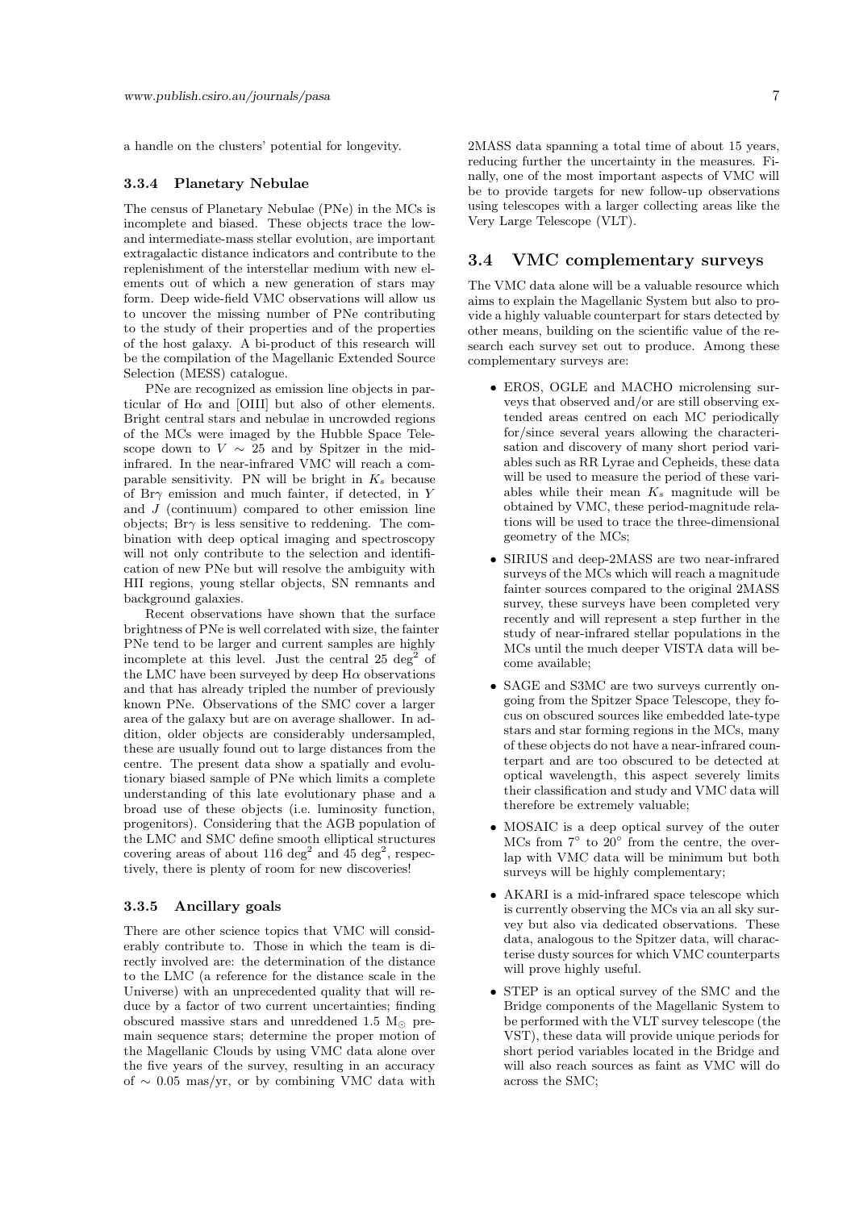a handle on the clusters' potential for longevity.

### 3.3.4 Planetary Nebulae

The census of Planetary Nebulae (PNe) in the MCs is incomplete and biased. These objects trace the low- and intermediate-mass stellar evolution, are important extragalactic distance indicators and contribute to the replenishment of the interstellar medium with new elements out of which a new generation of stars may form. Deep wide-field VMC observations will allow us to uncover the missing number of PNe contributing to the study of their properties and of the properties of the host galaxy. A bi-product of this research will be the compilation of the Magellanic Extended Source Selection (MESS) catalogue.

PNe are recognized as emission line objects in particular of H$\alpha$ and [OIII] but also of other elements. Bright central stars and nebulae in uncrowded regions of the MCs were imaged by the Hubble Space Telescope down to $V \sim 25$ and by Spitzer in the mid-infrared. In the near-infrared VMC will reach a comparable sensitivity. PN will be bright in $K_s$ because of Br$\gamma$ emission and much fainter, if detected, in $Y$ and $J$ (continuum) compared to other emission line objects; Br$\gamma$ is less sensitive to reddening. The combination with deep optical imaging and spectroscopy will not only contribute to the selection and identification of new PNe but will resolve the ambiguity with HII regions, young stellar objects, SN remnants and background galaxies.

Recent observations have shown that the surface brightness of PNe is well correlated with size, the fainter PNe tend to be larger and current samples are highly incomplete at this level. Just the central 25 deg$^2$ of the LMC have been surveyed by deep H$\alpha$ observations and that has already tripled the number of previously known PNe. Observations of the SMC cover a larger area of the galaxy but are on average shallower. In addition, older objects are considerably undersampled, these are usually found out to large distances from the centre. The present data show a spatially and evolutionary biased sample of PNe which limits a complete understanding of this late evolutionary phase and a broad use of these objects (i.e. luminosity function, progenitors). Considering that the AGB population of the LMC and SMC define smooth elliptical structures covering areas of about 116 deg$^2$ and 45 deg$^2$, respectively, there is plenty of room for new discoveries!

### 3.3.5 Ancillary goals

There are other science topics that VMC will considerably contribute to. Those in which the team is directly involved are: the determination of the distance to the LMC (a reference for the distance scale in the Universe) with an unprecedented quality that will reduce by a factor of two current uncertainties; finding obscured massive stars and unreddened 1.5 M$_\odot$ pre-main sequence stars; determine the proper motion of the Magellanic Clouds by using VMC data alone over the five years of the survey, resulting in an accuracy of $\sim$ 0.05 mas/yr, or by combining VMC data with 2MASS data spanning a total time of about 15 years, reducing further the uncertainty in the measures. Finally, one of the most important aspects of VMC will be to provide targets for new follow-up observations using telescopes with a larger collecting areas like the Very Large Telescope (VLT).

## 3.4 VMC complementary surveys

The VMC data alone will be a valuable resource which aims to explain the Magellanic System but also to provide a highly valuable counterpart for stars detected by other means, building on the scientific value of the research each survey set out to produce. Among these complementary surveys are:

- EROS, OGLE and MACHO microlensing surveys that observed and/or are still observing extended areas centred on each MC periodically for/since several years allowing the characterisation and discovery of many short period variables such as RR Lyrae and Cepheids, these data will be used to measure the period of these variables while their mean $K_s$ magnitude will be obtained by VMC, these period-magnitude relations will be used to trace the three-dimensional geometry of the MCs;
- SIRIUS and deep-2MASS are two near-infrared surveys of the MCs which will reach a magnitude fainter sources compared to the original 2MASS survey, these surveys have been completed very recently and will represent a step further in the study of near-infrared stellar populations in the MCs until the much deeper VISTA data will become available;
- SAGE and S3MC are two surveys currently ongoing from the Spitzer Space Telescope, they focus on obscured sources like embedded late-type stars and star forming regions in the MCs, many of these objects do not have a near-infrared counterpart and are too obscured to be detected at optical wavelength, this aspect severely limits their classification and study and VMC data will therefore be extremely valuable;
- MOSAIC is a deep optical survey of the outer MCs from 7° to 20° from the centre, the overlap with VMC data will be minimum but both surveys will be highly complementary;
- AKARI is a mid-infrared space telescope which is currently observing the MCs via an all sky survey but also via dedicated observations. These data, analogous to the Spitzer data, will characterise dusty sources for which VMC counterparts will prove highly useful.
- STEP is an optical survey of the SMC and the Bridge components of the Magellanic System to be performed with the VLT survey telescope (the VST), these data will provide unique periods for short period variables located in the Bridge and will also reach sources as faint as VMC will do across the SMC;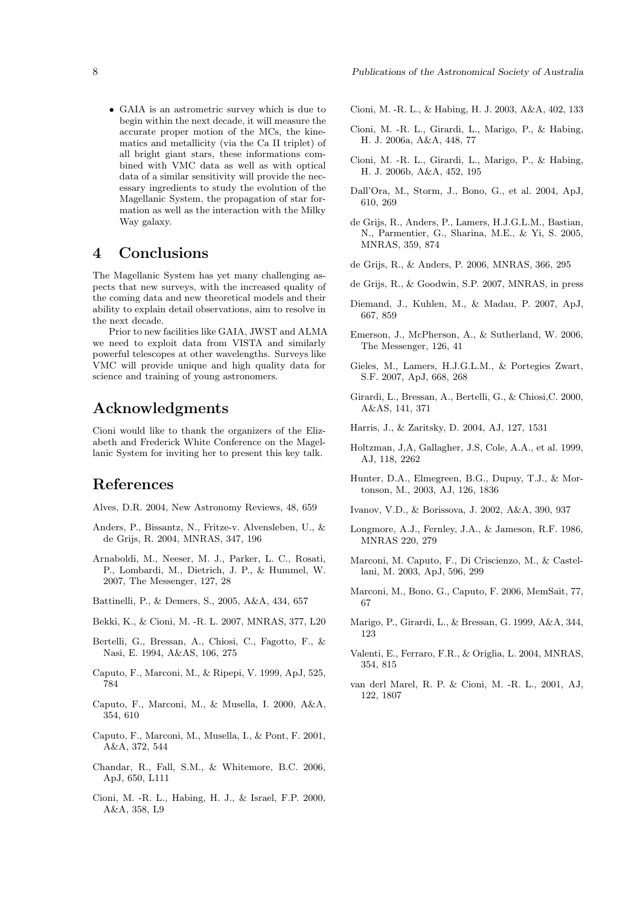- GAIA is an astrometric survey which is due to begin within the next decade, it will measure the accurate proper motion of the MCs, the kinematics and metallicity (via the Ca II triplet) of all bright giant stars, these informations combined with VMC data as well as with optical data of a similar sensitivity will provide the necessary ingredients to study the evolution of the Magellanic System, the propagation of star formation as well as the interaction with the Milky Way galaxy.

# 4 Conclusions

The Magellanic System has yet many challenging aspects that new surveys, with the increased quality of the coming data and new theoretical models and their ability to explain detail observations, aim to resolve in the next decade.

Prior to new facilities like GAIA, JWST and ALMA we need to exploit data from VISTA and similarly powerful telescopes at other wavelengths. Surveys like VMC will provide unique and high quality data for science and training of young astronomers.

# Acknowledgments

Cioni would like to thank the organizers of the Elizabeth and Frederick White Conference on the Magellanic System for inviting her to present this key talk.

# References

Alves, D.R. 2004, New Astronomy Reviews, 48, 659

Anders, P., Bissantz, N., Fritze-v. Alvensleben, U., & de Grijs, R. 2004, MNRAS, 347, 196

Arnaboldi, M., Neeser, M. J., Parker, L. C., Rosati, P., Lombardi, M., Dietrich, J. P., & Hummel, W. 2007, The Messenger, 127, 28

Battinelli, P., & Demers, S., 2005, A&A, 434, 657

Bekki, K., & Cioni, M. -R. L. 2007, MNRAS, 377, L20

Bertelli, G., Bressan, A., Chiosi, C., Fagotto, F., & Nasi, E. 1994, A&AS, 106, 275

Caputo, F., Marconi, M., & Ripepi, V. 1999, ApJ, 525, 784

Caputo, F., Marconi, M., & Musella, I. 2000, A&A, 354, 610

Caputo, F., Marconi, M., Musella, I., & Pont, F. 2001, A&A, 372, 544

Chandar, R., Fall, S.M., & Whitemore, B.C. 2006, ApJ, 650, L111

Cioni, M. -R. L., Habing, H. J., & Israel, F.P. 2000, A&A, 358, L9

Cioni, M. -R. L., & Habing, H. J. 2003, A&A, 402, 133

Cioni, M. -R. L., Girardi, L., Marigo, P., & Habing, H. J. 2006a, A&A, 448, 77

Cioni, M. -R. L., Girardi, L., Marigo, P., & Habing, H. J. 2006b, A&A, 452, 195

Dall'Ora, M., Storm, J., Bono, G., et al. 2004, ApJ, 610, 269

de Grijs, R., Anders, P., Lamers, H.J.G.L.M., Bastian, N., Parmentier, G., Sharina, M.E., & Yi, S. 2005, MNRAS, 359, 874

de Grijs, R., & Anders, P. 2006, MNRAS, 366, 295

de Grijs, R., & Goodwin, S.P. 2007, MNRAS, in press

Diemand, J., Kuhlen, M., & Madau, P. 2007, ApJ, 667, 859

Emerson, J., McPherson, A., & Sutherland, W. 2006, The Messenger, 126, 41

Gieles, M., Lamers, H.J.G.L.M., & Portegies Zwart, S.F. 2007, ApJ, 668, 268

Girardi, L., Bressan, A., Bertelli, G., & Chiosi,C. 2000, A&AS, 141, 371

Harris, J., & Zaritsky, D. 2004, AJ, 127, 1531

Holtzman, J,A, Gallagher, J.S, Cole, A.A., et al. 1999, AJ, 118, 2262

Hunter, D.A., Elmegreen, B.G., Dupuy, T.J., & Mortonson, M., 2003, AJ, 126, 1836

Ivanov, V.D., & Borissova, J. 2002, A&A, 390, 937

Longmore, A.J., Fernley, J.A., & Jameson, R.F. 1986, MNRAS 220, 279

Marconi, M. Caputo, F., Di Criscienzo, M., & Castellani, M. 2003, ApJ, 596, 299

Marconi, M., Bono, G., Caputo, F. 2006, MemSait, 77, 67

Marigo, P., Girardi, L., & Bressan, G. 1999, A&A, 344, 123

Valenti, E., Ferraro, F.R., & Origlia, L. 2004, MNRAS, 354, 815

van derl Marel, R. P. & Cioni, M. -R. L., 2001, AJ, 122, 1807